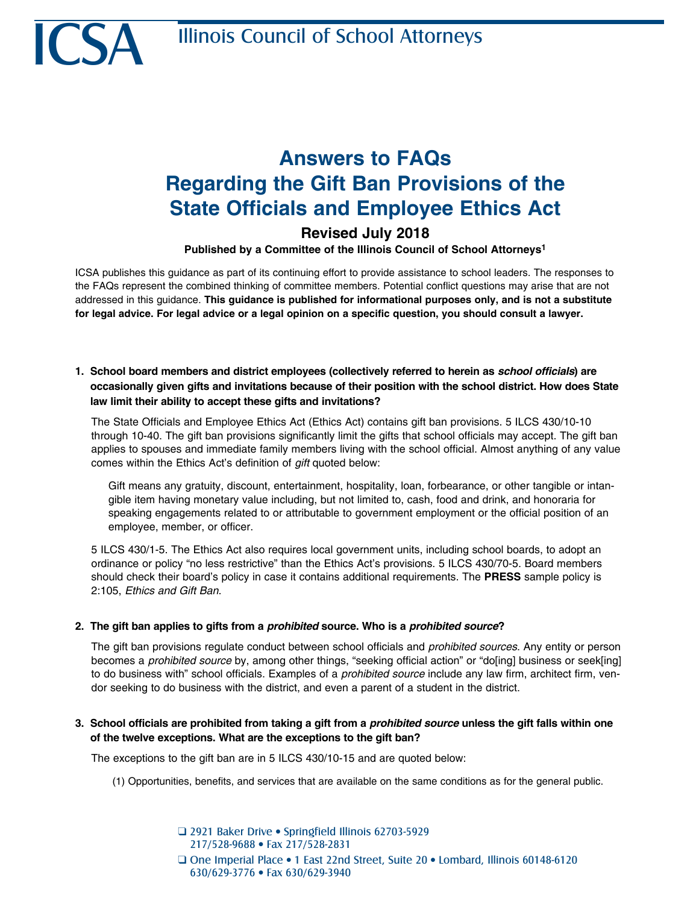# ICSA Illinois Council of School Attorneys

# Answers to FAQs Regarding the Gift Ban Provisions of the State Officials and Employee Ethics Act

## Revised July 2018

**Published by a Committee of the Illinois Council of School Attorneys[1]**

ICSA publishes this guidance as part of its continuing effort to provide assistance to school leaders. The responses to the FAQs represent the combined thinking of committee members. Potential conflict questions may arise that are not addressed in this guidance. **This guidance is published for informational purposes only, and is not a substitute for legal advice. For legal advice or a legal opinion on a specific question, you should consult a lawyer.**

1. **School board members and district employees (collectively referred to herein as *school officials*) are occasionally given gifts and invitations because of their position with the school district. How does State law limit their ability to accept these gifts and invitations?**

   The State Officials and Employee Ethics Act (Ethics Act) contains gift ban provisions. 5 ILCS 430/10-10 through 10-40. The gift ban provisions significantly limit the gifts that school officials may accept. The gift ban applies to spouses and immediate family members living with the school official. Almost anything of any value comes within the Ethics Act's definition of *gift* quoted below:

   > Gift means any gratuity, discount, entertainment, hospitality, loan, forbearance, or other tangible or intangible item having monetary value including, but not limited to, cash, food and drink, and honoraria for speaking engagements related to or attributable to government employment or the official position of an employee, member, or officer.

   5 ILCS 430/1-5. The Ethics Act also requires local government units, including school boards, to adopt an ordinance or policy "no less restrictive" than the Ethics Act's provisions. 5 ILCS 430/70-5. Board members should check their board's policy in case it contains additional requirements. The **PRESS** sample policy is 2:105, *Ethics and Gift Ban*.

2. **The gift ban applies to gifts from a *prohibited* source. Who is a *prohibited source*?**

   The gift ban provisions regulate conduct between school officials and *prohibited sources*. Any entity or person becomes a *prohibited source* by, among other things, "seeking official action" or "do[ing] business or seek[ing] to do business with" school officials. Examples of a *prohibited source* include any law firm, architect firm, vendor seeking to do business with the district, and even a parent of a student in the district.

3. **School officials are prohibited from taking a gift from a *prohibited source* unless the gift falls within one of the twelve exceptions. What are the exceptions to the gift ban?**

   The exceptions to the gift ban are in 5 ILCS 430/10-15 and are quoted below:

   (1) Opportunities, benefits, and services that are available on the same conditions as for the general public.

❑ 2921 Baker Drive • Springfield Illinois 62703-5929
217/528-9688 • Fax 217/528-2831

❑ One Imperial Place • 1 East 22nd Street, Suite 20 • Lombard, Illinois 60148-6120
630/629-3776 • Fax 630/629-3940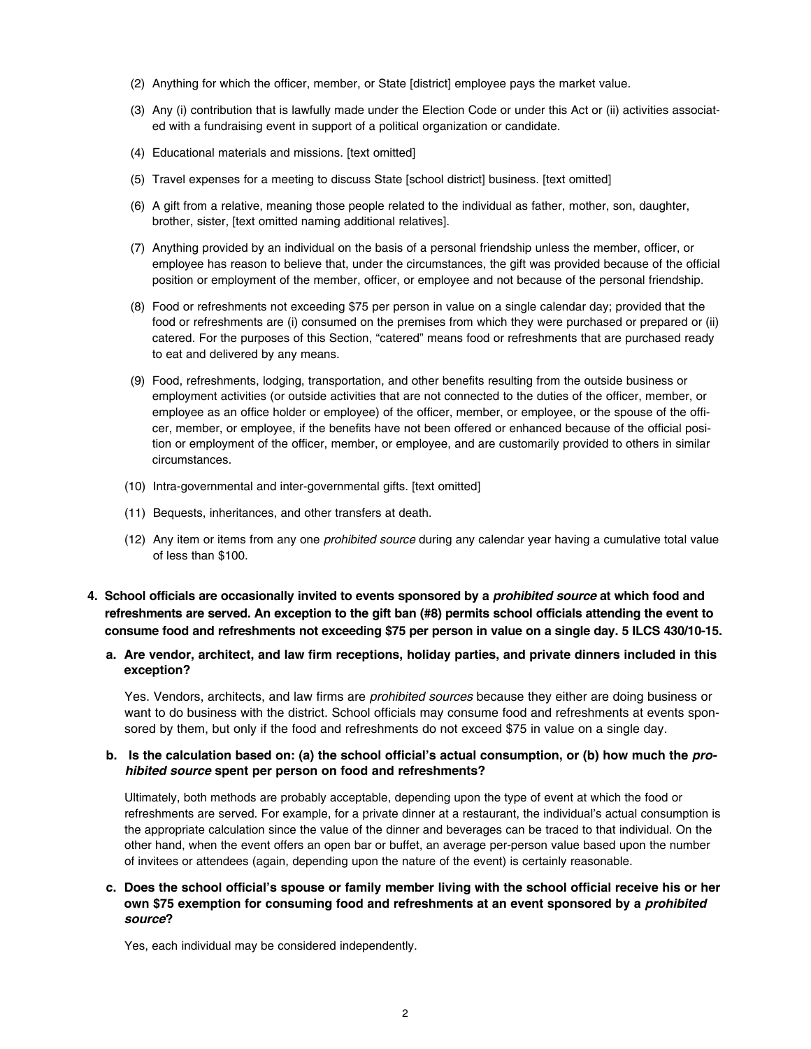(2) Anything for which the officer, member, or State [district] employee pays the market value.

(3) Any (i) contribution that is lawfully made under the Election Code or under this Act or (ii) activities associated with a fundraising event in support of a political organization or candidate.

(4) Educational materials and missions. [text omitted]

(5) Travel expenses for a meeting to discuss State [school district] business. [text omitted]

(6) A gift from a relative, meaning those people related to the individual as father, mother, son, daughter, brother, sister, [text omitted naming additional relatives].

(7) Anything provided by an individual on the basis of a personal friendship unless the member, officer, or employee has reason to believe that, under the circumstances, the gift was provided because of the official position or employment of the member, officer, or employee and not because of the personal friendship.

(8) Food or refreshments not exceeding $75 per person in value on a single calendar day; provided that the food or refreshments are (i) consumed on the premises from which they were purchased or prepared or (ii) catered. For the purposes of this Section, "catered" means food or refreshments that are purchased ready to eat and delivered by any means.

(9) Food, refreshments, lodging, transportation, and other benefits resulting from the outside business or employment activities (or outside activities that are not connected to the duties of the officer, member, or employee as an office holder or employee) of the officer, member, or employee, or the spouse of the officer, member, or employee, if the benefits have not been offered or enhanced because of the official position or employment of the officer, member, or employee, and are customarily provided to others in similar circumstances.

(10) Intra-governmental and inter-governmental gifts. [text omitted]

(11) Bequests, inheritances, and other transfers at death.

(12) Any item or items from any one *prohibited source* during any calendar year having a cumulative total value of less than $100.

**4. School officials are occasionally invited to events sponsored by a *prohibited source* at which food and refreshments are served. An exception to the gift ban (#8) permits school officials attending the event to consume food and refreshments not exceeding $75 per person in value on a single day. 5 ILCS 430/10-15.**

**a. Are vendor, architect, and law firm receptions, holiday parties, and private dinners included in this exception?**

Yes. Vendors, architects, and law firms are *prohibited sources* because they either are doing business or want to do business with the district. School officials may consume food and refreshments at events sponsored by them, but only if the food and refreshments do not exceed $75 in value on a single day.

**b. Is the calculation based on: (a) the school official's actual consumption, or (b) how much the *prohibited source* spent per person on food and refreshments?**

Ultimately, both methods are probably acceptable, depending upon the type of event at which the food or refreshments are served. For example, for a private dinner at a restaurant, the individual's actual consumption is the appropriate calculation since the value of the dinner and beverages can be traced to that individual. On the other hand, when the event offers an open bar or buffet, an average per-person value based upon the number of invitees or attendees (again, depending upon the nature of the event) is certainly reasonable.

**c. Does the school official's spouse or family member living with the school official receive his or her own $75 exemption for consuming food and refreshments at an event sponsored by a *prohibited source*?**

Yes, each individual may be considered independently.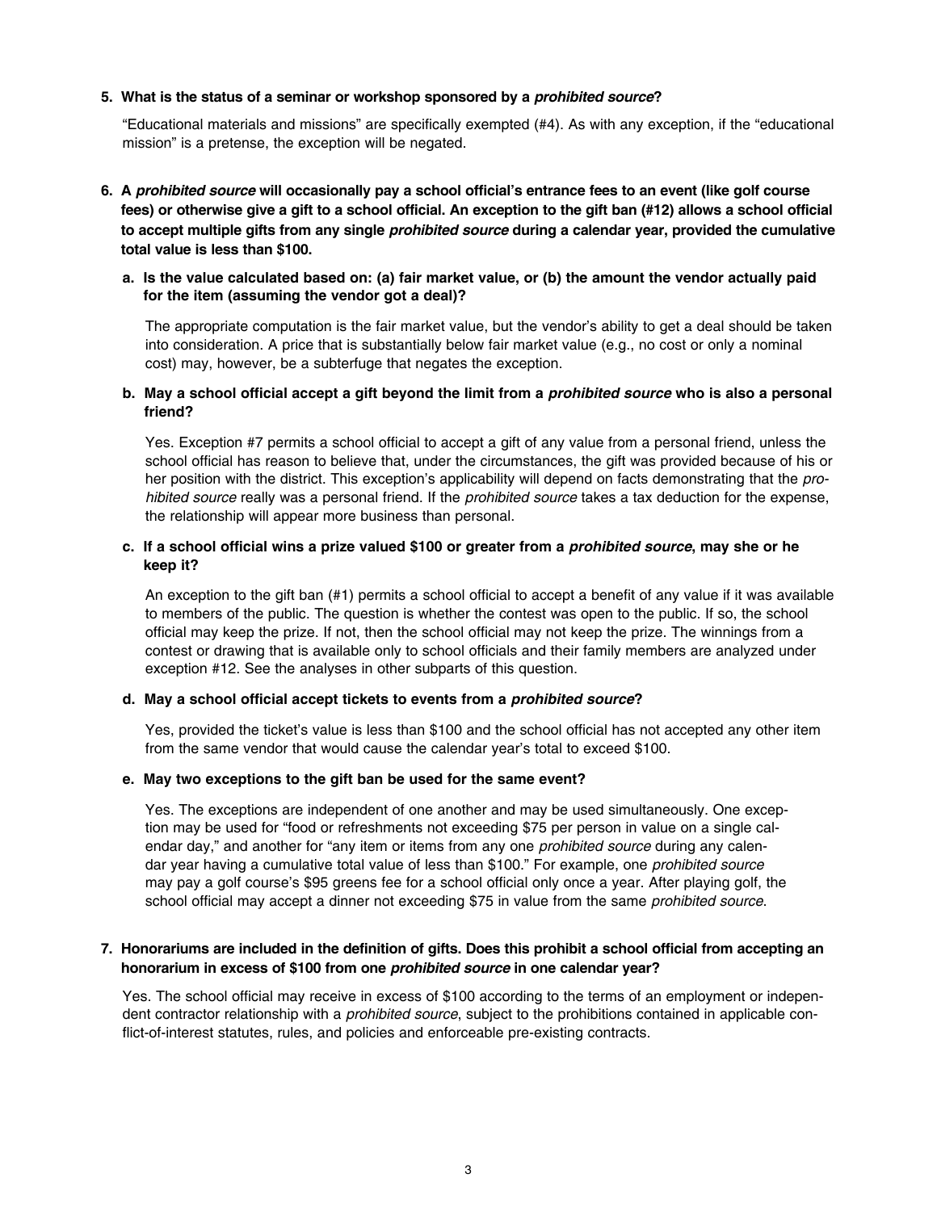**5. What is the status of a seminar or workshop sponsored by a *prohibited source*?**

"Educational materials and missions" are specifically exempted (#4). As with any exception, if the "educational mission" is a pretense, the exception will be negated.

**6. A *prohibited source* will occasionally pay a school official's entrance fees to an event (like golf course fees) or otherwise give a gift to a school official. An exception to the gift ban (#12) allows a school official to accept multiple gifts from any single *prohibited source* during a calendar year, provided the cumulative total value is less than $100.**

**a. Is the value calculated based on: (a) fair market value, or (b) the amount the vendor actually paid for the item (assuming the vendor got a deal)?**

The appropriate computation is the fair market value, but the vendor's ability to get a deal should be taken into consideration. A price that is substantially below fair market value (e.g., no cost or only a nominal cost) may, however, be a subterfuge that negates the exception.

**b. May a school official accept a gift beyond the limit from a *prohibited source* who is also a personal friend?**

Yes. Exception #7 permits a school official to accept a gift of any value from a personal friend, unless the school official has reason to believe that, under the circumstances, the gift was provided because of his or her position with the district. This exception's applicability will depend on facts demonstrating that the *prohibited source* really was a personal friend. If the *prohibited source* takes a tax deduction for the expense, the relationship will appear more business than personal.

**c. If a school official wins a prize valued $100 or greater from a *prohibited source*, may she or he keep it?**

An exception to the gift ban (#1) permits a school official to accept a benefit of any value if it was available to members of the public. The question is whether the contest was open to the public. If so, the school official may keep the prize. If not, then the school official may not keep the prize. The winnings from a contest or drawing that is available only to school officials and their family members are analyzed under exception #12. See the analyses in other subparts of this question.

**d. May a school official accept tickets to events from a *prohibited source*?**

Yes, provided the ticket's value is less than $100 and the school official has not accepted any other item from the same vendor that would cause the calendar year's total to exceed $100.

**e. May two exceptions to the gift ban be used for the same event?**

Yes. The exceptions are independent of one another and may be used simultaneously. One exception may be used for "food or refreshments not exceeding $75 per person in value on a single calendar day," and another for "any item or items from any one *prohibited source* during any calendar year having a cumulative total value of less than $100." For example, one *prohibited source* may pay a golf course's $95 greens fee for a school official only once a year. After playing golf, the school official may accept a dinner not exceeding $75 in value from the same *prohibited source*.

**7. Honorariums are included in the definition of gifts. Does this prohibit a school official from accepting an honorarium in excess of $100 from one *prohibited source* in one calendar year?**

Yes. The school official may receive in excess of $100 according to the terms of an employment or independent contractor relationship with a *prohibited source*, subject to the prohibitions contained in applicable conflict-of-interest statutes, rules, and policies and enforceable pre-existing contracts.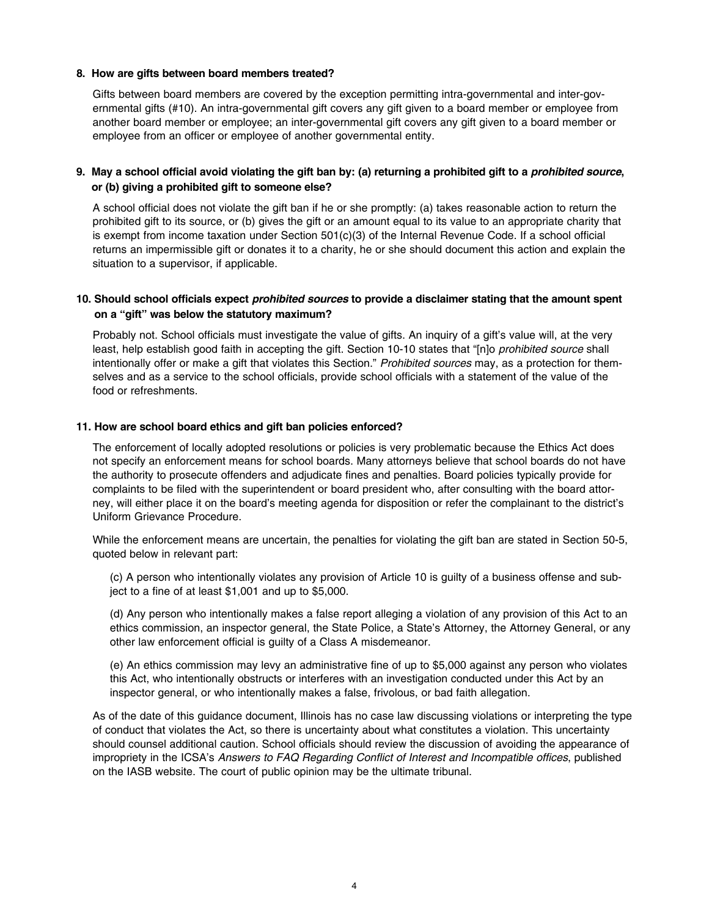**8. How are gifts between board members treated?**

Gifts between board members are covered by the exception permitting intra-governmental and inter-governmental gifts (#10). An intra-governmental gift covers any gift given to a board member or employee from another board member or employee; an inter-governmental gift covers any gift given to a board member or employee from an officer or employee of another governmental entity.

**9. May a school official avoid violating the gift ban by: (a) returning a prohibited gift to a *prohibited source*, or (b) giving a prohibited gift to someone else?**

A school official does not violate the gift ban if he or she promptly: (a) takes reasonable action to return the prohibited gift to its source, or (b) gives the gift or an amount equal to its value to an appropriate charity that is exempt from income taxation under Section 501(c)(3) of the Internal Revenue Code. If a school official returns an impermissible gift or donates it to a charity, he or she should document this action and explain the situation to a supervisor, if applicable.

**10. Should school officials expect *prohibited sources* to provide a disclaimer stating that the amount spent on a "gift" was below the statutory maximum?**

Probably not. School officials must investigate the value of gifts. An inquiry of a gift's value will, at the very least, help establish good faith in accepting the gift. Section 10-10 states that "[n]o *prohibited source* shall intentionally offer or make a gift that violates this Section." *Prohibited sources* may, as a protection for themselves and as a service to the school officials, provide school officials with a statement of the value of the food or refreshments.

**11. How are school board ethics and gift ban policies enforced?**

The enforcement of locally adopted resolutions or policies is very problematic because the Ethics Act does not specify an enforcement means for school boards. Many attorneys believe that school boards do not have the authority to prosecute offenders and adjudicate fines and penalties. Board policies typically provide for complaints to be filed with the superintendent or board president who, after consulting with the board attorney, will either place it on the board's meeting agenda for disposition or refer the complainant to the district's Uniform Grievance Procedure.

While the enforcement means are uncertain, the penalties for violating the gift ban are stated in Section 50-5, quoted below in relevant part:

> (c) A person who intentionally violates any provision of Article 10 is guilty of a business offense and subject to a fine of at least $1,001 and up to $5,000.
>
> (d) Any person who intentionally makes a false report alleging a violation of any provision of this Act to an ethics commission, an inspector general, the State Police, a State's Attorney, the Attorney General, or any other law enforcement official is guilty of a Class A misdemeanor.
>
> (e) An ethics commission may levy an administrative fine of up to $5,000 against any person who violates this Act, who intentionally obstructs or interferes with an investigation conducted under this Act by an inspector general, or who intentionally makes a false, frivolous, or bad faith allegation.

As of the date of this guidance document, Illinois has no case law discussing violations or interpreting the type of conduct that violates the Act, so there is uncertainty about what constitutes a violation. This uncertainty should counsel additional caution. School officials should review the discussion of avoiding the appearance of impropriety in the ICSA's *Answers to FAQ Regarding Conflict of Interest and Incompatible offices*, published on the IASB website. The court of public opinion may be the ultimate tribunal.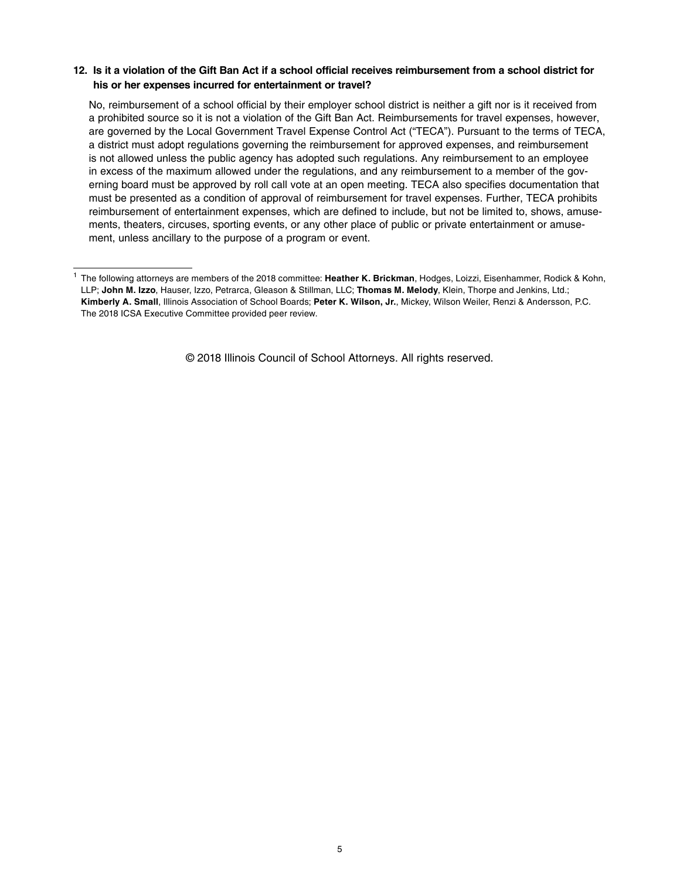**12. Is it a violation of the Gift Ban Act if a school official receives reimbursement from a school district for his or her expenses incurred for entertainment or travel?**

No, reimbursement of a school official by their employer school district is neither a gift nor is it received from a prohibited source so it is not a violation of the Gift Ban Act. Reimbursements for travel expenses, however, are governed by the Local Government Travel Expense Control Act ("TECA"). Pursuant to the terms of TECA, a district must adopt regulations governing the reimbursement for approved expenses, and reimbursement is not allowed unless the public agency has adopted such regulations. Any reimbursement to an employee in excess of the maximum allowed under the regulations, and any reimbursement to a member of the governing board must be approved by roll call vote at an open meeting. TECA also specifies documentation that must be presented as a condition of approval of reimbursement for travel expenses. Further, TECA prohibits reimbursement of entertainment expenses, which are defined to include, but not be limited to, shows, amusements, theaters, circuses, sporting events, or any other place of public or private entertainment or amusement, unless ancillary to the purpose of a program or event.

---

[1] The following attorneys are members of the 2018 committee: **Heather K. Brickman**, Hodges, Loizzi, Eisenhammer, Rodick & Kohn, LLP; **John M. Izzo**, Hauser, Izzo, Petrarca, Gleason & Stillman, LLC; **Thomas M. Melody**, Klein, Thorpe and Jenkins, Ltd.; **Kimberly A. Small**, Illinois Association of School Boards; **Peter K. Wilson, Jr.**, Mickey, Wilson Weiler, Renzi & Andersson, P.C. The 2018 ICSA Executive Committee provided peer review.

© 2018 Illinois Council of School Attorneys. All rights reserved.